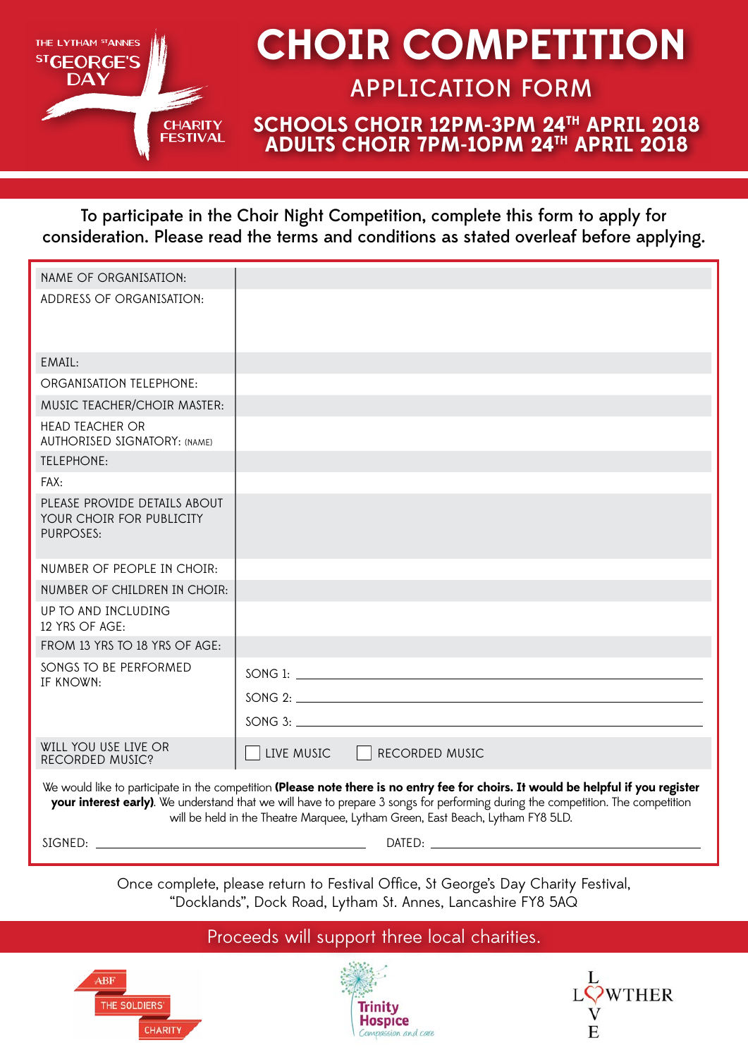THE LYTHAM ST ANNES ST GEORGE'S DAY CHARITY FESTIVAL

# CHOIR COMPETITION

## APPLICATION FORM

**SCHOOLS CHOIR 12PM-3PM 24TH APRIL 2018**
**ADULTS CHOIR 7PM-10PM 24TH APRIL 2018**

To participate in the Choir Night Competition, complete this form to apply for consideration. Please read the terms and conditions as stated overleaf before applying.

| | |
|---|---|
| NAME OF ORGANISATION: | |
| ADDRESS OF ORGANISATION: | |
| EMAIL: | |
| ORGANISATION TELEPHONE: | |
| MUSIC TEACHER/CHOIR MASTER: | |
| HEAD TEACHER OR AUTHORISED SIGNATORY: (NAME) | |
| TELEPHONE: | |
| FAX: | |
| PLEASE PROVIDE DETAILS ABOUT YOUR CHOIR FOR PUBLICITY PURPOSES: | |
| NUMBER OF PEOPLE IN CHOIR: | |
| NUMBER OF CHILDREN IN CHOIR: | |
| UP TO AND INCLUDING 12 YRS OF AGE: | |
| FROM 13 YRS TO 18 YRS OF AGE: | |
| SONGS TO BE PERFORMED IF KNOWN: | SONG 1: ______ SONG 2: ______ SONG 3: ______ |
| WILL YOU USE LIVE OR RECORDED MUSIC? | ☐ LIVE MUSIC ☐ RECORDED MUSIC |

We would like to participate in the competition **(Please note there is no entry fee for choirs. It would be helpful if you register your interest early)**. We understand that we will have to prepare 3 songs for performing during the competition. The competition will be held in the Theatre Marquee, Lytham Green, East Beach, Lytham FY8 5LD.

SIGNED: ______________________ DATED: ______________________

Once complete, please return to Festival Office, St George's Day Charity Festival, "Docklands", Dock Road, Lytham St. Annes, Lancashire FY8 5AQ

Proceeds will support three local charities.

ABF THE SOLDIERS' CHARITY — Trinity Hospice *Compassion and care* — LOWTHER LOVE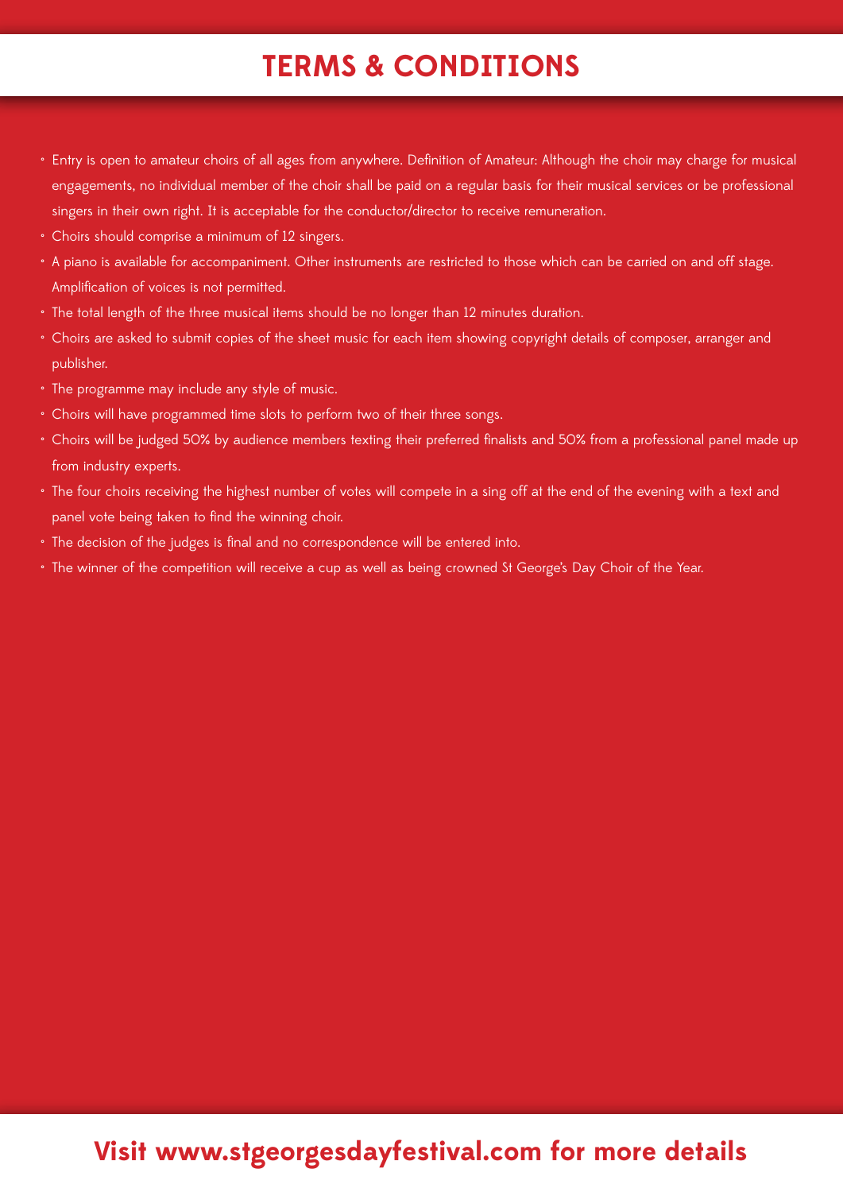# TERMS & CONDITIONS

- Entry is open to amateur choirs of all ages from anywhere. Definition of Amateur: Although the choir may charge for musical engagements, no individual member of the choir shall be paid on a regular basis for their musical services or be professional singers in their own right. It is acceptable for the conductor/director to receive remuneration.
- Choirs should comprise a minimum of 12 singers.
- A piano is available for accompaniment. Other instruments are restricted to those which can be carried on and off stage. Amplification of voices is not permitted.
- The total length of the three musical items should be no longer than 12 minutes duration.
- Choirs are asked to submit copies of the sheet music for each item showing copyright details of composer, arranger and publisher.
- The programme may include any style of music.
- Choirs will have programmed time slots to perform two of their three songs.
- Choirs will be judged 50% by audience members texting their preferred finalists and 50% from a professional panel made up from industry experts.
- The four choirs receiving the highest number of votes will compete in a sing off at the end of the evening with a text and panel vote being taken to find the winning choir.
- The decision of the judges is final and no correspondence will be entered into.
- The winner of the competition will receive a cup as well as being crowned St George's Day Choir of the Year.

**Visit www.stgeorgesdayfestival.com for more details**